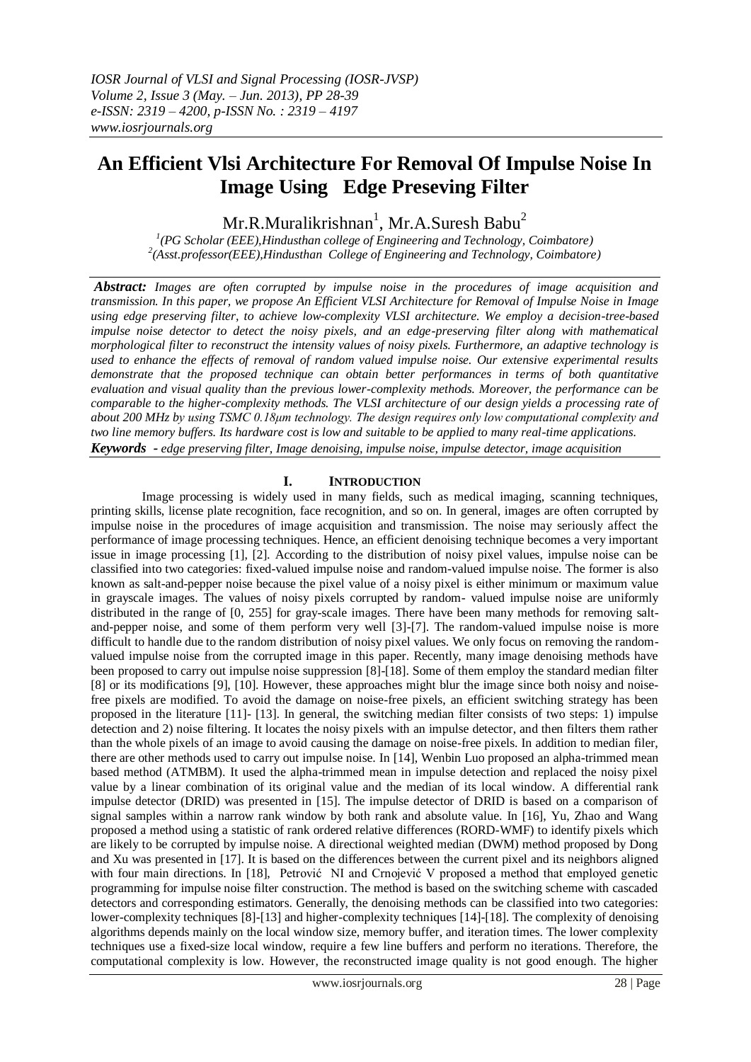# An Efficient Vlsi Architecture For Removal Of Impulse Noise In Image Using Edge Preseving Filter

Mr.R.Muralikrishnan[1], Mr.A.Suresh Babu[2]

[1](PG Scholar (EEE),Hindusthan college of Engineering and Technology, Coimbatore)
[2](Asst.professor(EEE),Hindusthan College of Engineering and Technology, Coimbatore)

***Abstract:*** *Images are often corrupted by impulse noise in the procedures of image acquisition and transmission. In this paper, we propose An Efficient VLSI Architecture for Removal of Impulse Noise in Image using edge preserving filter, to achieve low-complexity VLSI architecture. We employ a decision-tree-based impulse noise detector to detect the noisy pixels, and an edge-preserving filter along with mathematical morphological filter to reconstruct the intensity values of noisy pixels. Furthermore, an adaptive technology is used to enhance the effects of removal of random valued impulse noise. Our extensive experimental results demonstrate that the proposed technique can obtain better performances in terms of both quantitative evaluation and visual quality than the previous lower-complexity methods. Moreover, the performance can be comparable to the higher-complexity methods. The VLSI architecture of our design yields a processing rate of about 200 MHz by using TSMC 0.18μm technology. The design requires only low computational complexity and two line memory buffers. Its hardware cost is low and suitable to be applied to many real-time applications.*

***Keywords -*** *edge preserving filter, Image denoising, impulse noise, impulse detector, image acquisition*

## I. Introduction

Image processing is widely used in many fields, such as medical imaging, scanning techniques, printing skills, license plate recognition, face recognition, and so on. In general, images are often corrupted by impulse noise in the procedures of image acquisition and transmission. The noise may seriously affect the performance of image processing techniques. Hence, an efficient denoising technique becomes a very important issue in image processing [1], [2]. According to the distribution of noisy pixel values, impulse noise can be classified into two categories: fixed-valued impulse noise and random-valued impulse noise. The former is also known as salt-and-pepper noise because the pixel value of a noisy pixel is either minimum or maximum value in grayscale images. The values of noisy pixels corrupted by random- valued impulse noise are uniformly distributed in the range of [0, 255] for gray-scale images. There have been many methods for removing salt-and-pepper noise, and some of them perform very well [3]-[7]. The random-valued impulse noise is more difficult to handle due to the random distribution of noisy pixel values. We only focus on removing the random-valued impulse noise from the corrupted image in this paper. Recently, many image denoising methods have been proposed to carry out impulse noise suppression [8]-[18]. Some of them employ the standard median filter [8] or its modifications [9], [10]. However, these approaches might blur the image since both noisy and noise-free pixels are modified. To avoid the damage on noise-free pixels, an efficient switching strategy has been proposed in the literature [11]- [13]. In general, the switching median filter consists of two steps: 1) impulse detection and 2) noise filtering. It locates the noisy pixels with an impulse detector, and then filters them rather than the whole pixels of an image to avoid causing the damage on noise-free pixels. In addition to median filer, there are other methods used to carry out impulse noise. In [14], Wenbin Luo proposed an alpha-trimmed mean based method (ATMBM). It used the alpha-trimmed mean in impulse detection and replaced the noisy pixel value by a linear combination of its original value and the median of its local window. A differential rank impulse detector (DRID) was presented in [15]. The impulse detector of DRID is based on a comparison of signal samples within a narrow rank window by both rank and absolute value. In [16], Yu, Zhao and Wang proposed a method using a statistic of rank ordered relative differences (RORD-WMF) to identify pixels which are likely to be corrupted by impulse noise. A directional weighted median (DWM) method proposed by Dong and Xu was presented in [17]. It is based on the differences between the current pixel and its neighbors aligned with four main directions. In [18], Petrović NI and Crnojević V proposed a method that employed genetic programming for impulse noise filter construction. The method is based on the switching scheme with cascaded detectors and corresponding estimators. Generally, the denoising methods can be classified into two categories: lower-complexity techniques [8]-[13] and higher-complexity techniques [14]-[18]. The complexity of denoising algorithms depends mainly on the local window size, memory buffer, and iteration times. The lower complexity techniques use a fixed-size local window, require a few line buffers and perform no iterations. Therefore, the computational complexity is low. However, the reconstructed image quality is not good enough. The higher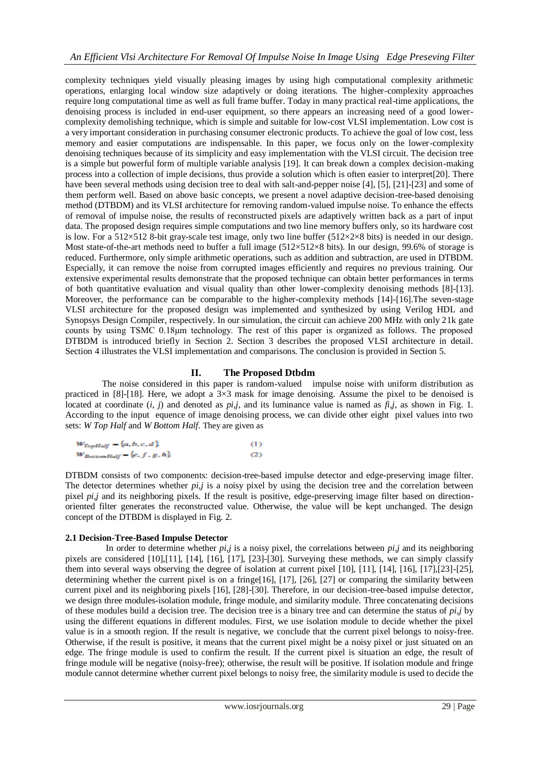complexity techniques yield visually pleasing images by using high computational complexity arithmetic operations, enlarging local window size adaptively or doing iterations. The higher-complexity approaches require long computational time as well as full frame buffer. Today in many practical real-time applications, the denoising process is included in end-user equipment, so there appears an increasing need of a good lower-complexity demolishing technique, which is simple and suitable for low-cost VLSI implementation. Low cost is a very important consideration in purchasing consumer electronic products. To achieve the goal of low cost, less memory and easier computations are indispensable. In this paper, we focus only on the lower-complexity denoising techniques because of its simplicity and easy implementation with the VLSI circuit. The decision tree is a simple but powerful form of multiple variable analysis [19]. It can break down a complex decision-making process into a collection of imple decisions, thus provide a solution which is often easier to interpret[20]. There have been several methods using decision tree to deal with salt-and-pepper noise [4], [5], [21]-[23] and some of them perform well. Based on above basic concepts, we present a novel adaptive decision-tree-based denoising method (DTBDM) and its VLSI architecture for removing random-valued impulse noise. To enhance the effects of removal of impulse noise, the results of reconstructed pixels are adaptively written back as a part of input data. The proposed design requires simple computations and two line memory buffers only, so its hardware cost is low. For a 512×512 8-bit gray-scale test image, only two line buffer (512×2×8 bits) is needed in our design. Most state-of-the-art methods need to buffer a full image (512×512×8 bits). In our design, 99.6% of storage is reduced. Furthermore, only simple arithmetic operations, such as addition and subtraction, are used in DTBDM. Especially, it can remove the noise from corrupted images efficiently and requires no previous training. Our extensive experimental results demonstrate that the proposed technique can obtain better performances in terms of both quantitative evaluation and visual quality than other lower-complexity denoising methods [8]-[13]. Moreover, the performance can be comparable to the higher-complexity methods [14]-[16].The seven-stage VLSI architecture for the proposed design was implemented and synthesized by using Verilog HDL and Synopsys Design Compiler, respectively. In our simulation, the circuit can achieve 200 MHz with only 21k gate counts by using TSMC 0.18μm technology. The rest of this paper is organized as follows. The proposed DTBDM is introduced briefly in Section 2. Section 3 describes the proposed VLSI architecture in detail. Section 4 illustrates the VLSI implementation and comparisons. The conclusion is provided in Section 5.

## II. The Proposed Dtbdm

The noise considered in this paper is random-valued impulse noise with uniform distribution as practiced in [8]-[18]. Here, we adopt a 3×3 mask for image denoising. Assume the pixel to be denoised is located at coordinate $(i, j)$ and denoted as $p_{i,j}$, and its luminance value is named as $f_{i,j}$, as shown in Fig. 1. According to the input equence of image denoising process, we can divide other eight pixel values into two sets: *W Top Half* and *W Bottom Half*. They are given as

$$W_{TopHalf} = \{a, b, c, d\} \quad (1)$$

$$W_{BottomHalf} = \{e, f, g, h\} \quad (2)$$

DTBDM consists of two components: decision-tree-based impulse detector and edge-preserving image filter. The detector determines whether $p_{i,j}$ is a noisy pixel by using the decision tree and the correlation between pixel $p_{i,j}$ and its neighboring pixels. If the result is positive, edge-preserving image filter based on direction-oriented filter generates the reconstructed value. Otherwise, the value will be kept unchanged. The design concept of the DTBDM is displayed in Fig. 2.

### 2.1 Decision-Tree-Based Impulse Detector

In order to determine whether $p_{i,j}$ is a noisy pixel, the correlations between $p_{i,j}$ and its neighboring pixels are considered [10],[11], [14], [16], [17], [23]-[30]. Surveying these methods, we can simply classify them into several ways observing the degree of isolation at current pixel [10], [11], [14], [16], [17],[23]-[25], determining whether the current pixel is on a fringe[16], [17], [26], [27] or comparing the similarity between current pixel and its neighboring pixels [16], [28]-[30]. Therefore, in our decision-tree-based impulse detector, we design three modules-isolation module, fringe module, and similarity module. Three concatenating decisions of these modules build a decision tree. The decision tree is a binary tree and can determine the status of $p_{i,j}$ by using the different equations in different modules. First, we use isolation module to decide whether the pixel value is in a smooth region. If the result is negative, we conclude that the current pixel belongs to noisy-free. Otherwise, if the result is positive, it means that the current pixel might be a noisy pixel or just situated on an edge. The fringe module is used to confirm the result. If the current pixel is situation an edge, the result of fringe module will be negative (noisy-free); otherwise, the result will be positive. If isolation module and fringe module cannot determine whether current pixel belongs to noisy free, the similarity module is used to decide the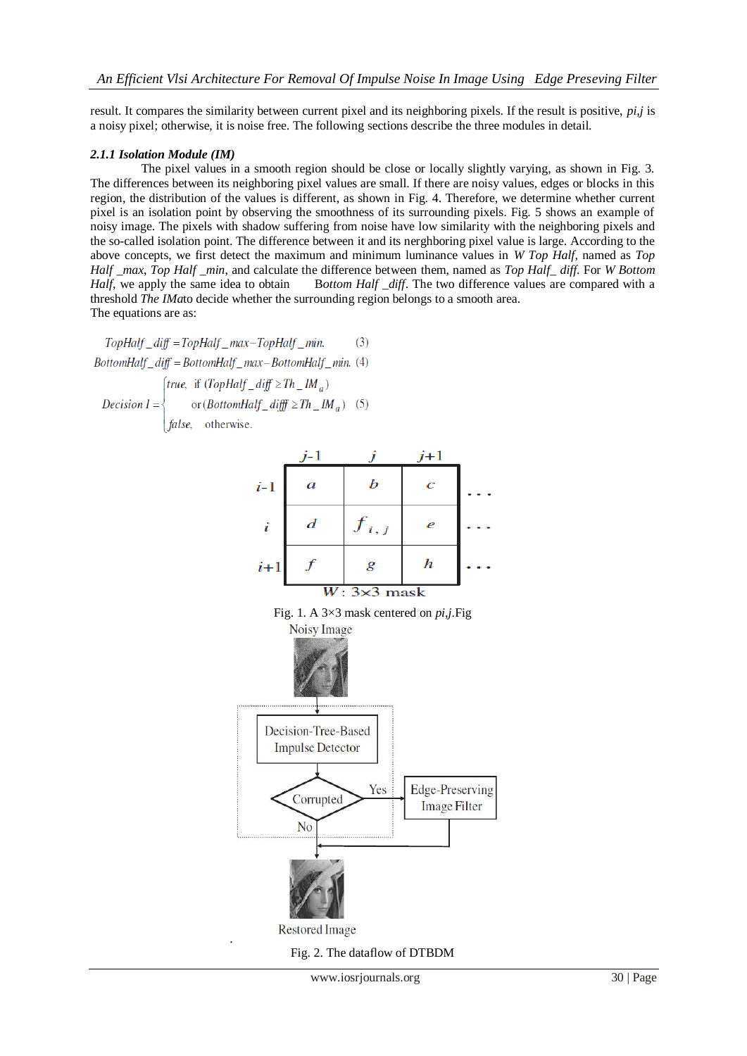result. It compares the similarity between current pixel and its neighboring pixels. If the result is positive, $p_{i,j}$ is a noisy pixel; otherwise, it is noise free. The following sections describe the three modules in detail.

#### *2.1.1 Isolation Module (IM)*

The pixel values in a smooth region should be close or locally slightly varying, as shown in Fig. 3. The differences between its neighboring pixel values are small. If there are noisy values, edges or blocks in this region, the distribution of the values is different, as shown in Fig. 4. Therefore, we determine whether current pixel is an isolation point by observing the smoothness of its surrounding pixels. Fig. 5 shows an example of noisy image. The pixels with shadow suffering from noise have low similarity with the neighboring pixels and the so-called isolation point. The difference between it and its nerghboring pixel value is large. According to the above concepts, we first detect the maximum and minimum luminance values in *W Top Half*, named as *Top Half _max*, *Top Half _min*, and calculate the difference between them, named as *Top Half_ diff*. For *W Bottom Half*, we apply the same idea to obtain Bottom *Half _diff*. The two difference values are compared with a threshold *The IMa*to decide whether the surrounding region belongs to a smooth area.
The equations are as:

$$TopHalf\_diff = TopHalf\_max - TopHalf\_min. \quad (3)$$

$$BottomHalf\_diff = BottomHalf\_max - BottomHalf\_min. \quad (4)$$

$$Decision\ I = \begin{cases} true, & \text{if } (TopHalf\_diff \geq Th\_IM_a) \\ & \text{or } (BottomHalf\_diff \geq Th\_IM_a) \\ false, & \text{otherwise.} \end{cases} \quad (5)$$

| | $j-1$ | $j$ | $j+1$ | |
|---|---|---|---|---|
| $i-1$ | $a$ | $b$ | $c$ | ... |
| $i$ | $d$ | $f_{i,j}$ | $e$ | ... |
| $i+1$ | $f$ | $g$ | $h$ | ... |

$W$ : 3×3 mask

Fig. 1. A 3×3 mask centered on $p_{i,j}$.Fig

Fig. 2. The dataflow of DTBDM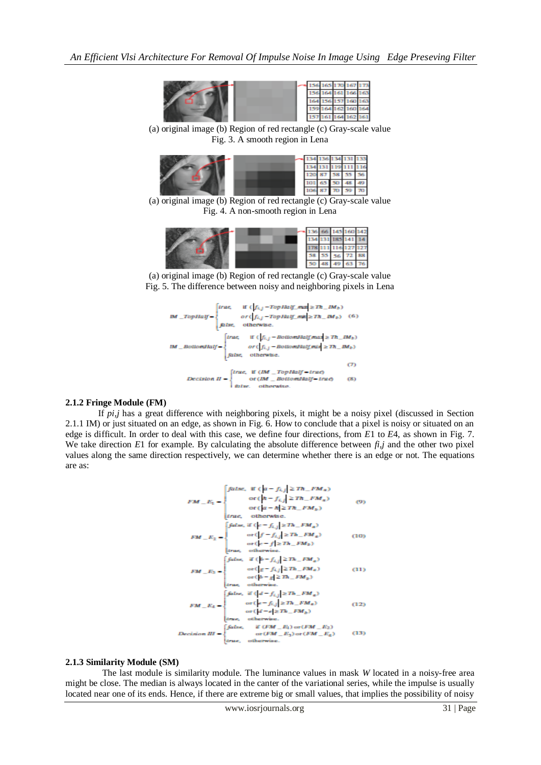| 156 | 165 | 170 | 167 | 173 |
|---|---|---|---|---|
| 156 | 164 | 161 | 166 | 163 |
| 164 | 156 | 157 | 160 | 163 |
| 159 | 164 | 162 | 160 | 164 |
| 157 | 161 | 164 | 162 | 161 |

(a) original image (b) Region of red rectangle (c) Gray-scale value
Fig. 3. A smooth region in Lena

| 134 | 136 | 134 | 131 | 133 |
|---|---|---|---|---|
| 134 | 131 | 119 | 111 | 116 |
| 120 | 87 | 58 | 55 | 56 |
| 101 | 65 | 50 | 48 | 49 |
| 106 | 87 | 70 | 59 | 70 |

(a) original image (b) Region of red rectangle (c) Gray-scale value
Fig. 4. A non-smooth region in Lena

| 136 | 66 | 145 | 160 | 142 |
|---|---|---|---|---|
| 134 | 131 | 185 | 141 | 14 |
| 178 | 111 | 116 | 127 | 127 |
| 58 | 55 | 56 | 72 | 88 |
| 50 | 48 | 49 | 63 | 76 |

(a) original image (b) Region of red rectangle (c) Gray-scale value
Fig. 5. The difference between noisy and neighboring pixels in Lena

$$IM\_TopHalf = \begin{cases} true, & \text{if } (|f_{i,j} - TopHalf\_max| \geq Th\_IM_b) \\ & or\ (|f_{i,j} - TopHalf\_min| \geq Th\_IM_b) \\ false, & \text{otherwise.} \end{cases} \quad (6)$$

$$IM\_BottomHalf = \begin{cases} true, & \text{if } (|f_{i,j} - BottomHalf\_max| \geq Th\_IM_b) \\ & or\ (|f_{i,j} - BottomHalf\_min| \geq Th\_IM_b) \\ false, & \text{otherwise.} \end{cases} \quad (7)$$

$$Decision\ II = \begin{cases} true, & \text{if } (IM\_TopHalf = true) \\ & \text{or } (IM\_BottomHalf = true) \\ false, & \text{otherwise.} \end{cases} \quad (8)$$

### 2.1.2 Fringe Module (FM)

If $p_{i,j}$ has a great difference with neighboring pixels, it might be a noisy pixel (discussed in Section 2.1.1 IM) or just situated on an edge, as shown in Fig. 6. How to conclude that a pixel is noisy or situated on an edge is difficult. In order to deal with this case, we define four directions, from $E1$ to $E4$, as shown in Fig. 7. We take direction $E1$ for example. By calculating the absolute difference between $f_{i,j}$ and the other two pixel values along the same direction respectively, we can determine whether there is an edge or not. The equations are as:

$$FM\_E_1 = \begin{cases} false, & \text{if } (|a - f_{i,j}| \geq Th\_FM_a) \\ & \text{or } (|h - f_{i,j}| \geq Th\_FM_a) \\ & \text{or } (|a - h| \geq Th\_FM_b) \\ true, & \text{otherwise.} \end{cases} \quad (9)$$

$$FM\_E_2 = \begin{cases} false, & \text{if } (|c - f_{i,j}| \geq Th\_FM_a) \\ & \text{or } (|f - f_{i,j}| \geq Th\_FM_a) \\ & \text{or } (|c - f| \geq Th\_FM_b) \\ true, & \text{otherwise.} \end{cases} \quad (10)$$

$$FM\_E_3 = \begin{cases} false, & \text{if } (|b - f_{i,j}| \geq Th\_FM_a) \\ & \text{or } (|g - f_{i,j}| \geq Th\_FM_a) \\ & \text{or } (|b - g| \geq Th\_FM_b) \\ true, & \text{otherwise.} \end{cases} \quad (11)$$

$$FM\_E_4 = \begin{cases} false, & \text{if } (|d - f_{i,j}| \geq Th\_FM_a) \\ & \text{or } (|e - f_{i,j}| \geq Th\_FM_a) \\ & \text{or } (|d - e| \geq Th\_FM_b) \\ true, & \text{otherwise.} \end{cases} \quad (12)$$

$$Decision\ III = \begin{cases} false, & \text{if } (FM\_E_1) \text{ or } (FM\_E_2) \\ & \text{or } (FM\_E_3) \text{ or } (FM\_E_4) \\ true, & \text{otherwise.} \end{cases} \quad (13)$$

### 2.1.3 Similarity Module (SM)

The last module is similarity module. The luminance values in mask $W$ located in a noisy-free area might be close. The median is always located in the canter of the variational series, while the impulse is usually located near one of its ends. Hence, if there are extreme big or small values, that implies the possibility of noisy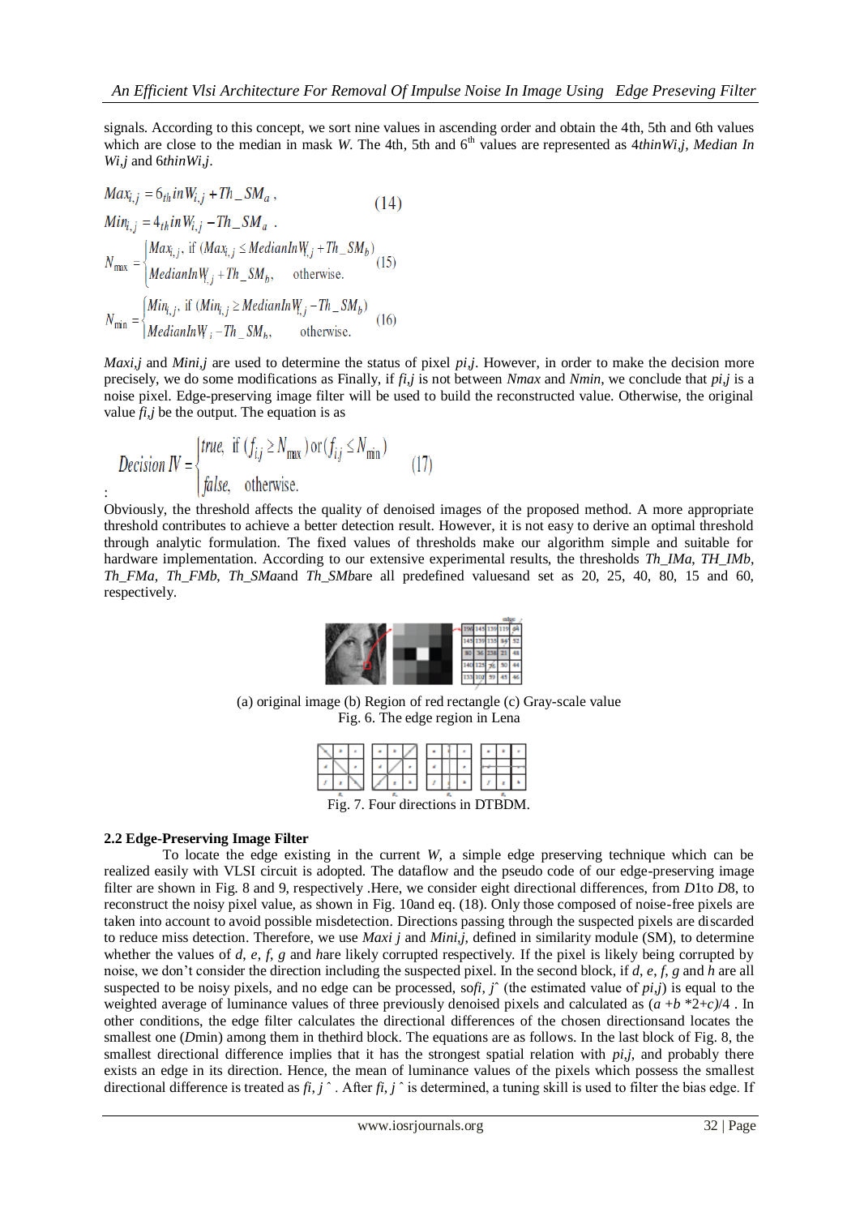signals. According to this concept, we sort nine values in ascending order and obtain the 4th, 5th and 6th values which are close to the median in mask *W*. The 4th, 5th and 6[th] values are represented as 4*thinWi,j*, *Median In Wi,j* and 6*thinWi,j*.

$$Max_{i,j} = 6_{th} in W_{i,j} + Th\_SM_a \,, \qquad (14)$$
$$Min_{i,j} = 4_{th} in W_{i,j} - Th\_SM_a \,.$$

$$N_{\max} = \begin{cases} Max_{i,j}, \text{ if } (Max_{i,j} \le MedianInW_{i,j} + Th\_SM_b) \\ MedianInW_{i,j} + Th\_SM_b, \quad \text{otherwise.} \end{cases} \qquad (15)$$

$$N_{\min} = \begin{cases} Min_{i,j}, \text{ if } (Min_{i,j} \ge MedianInW_{i,j} - Th\_SM_b) \\ MedianInW_{i} - Th\_SM_b, \quad \text{otherwise.} \end{cases} \qquad (16)$$

*Maxi,j* and *Mini,j* are used to determine the status of pixel *pi,j*. However, in order to make the decision more precisely, we do some modifications as Finally, if *fi,j* is not between *Nmax* and *Nmin*, we conclude that *pi,j* is a noise pixel. Edge-preserving image filter will be used to build the reconstructed value. Otherwise, the original value *fi,j* be the output. The equation is as

$$Decision\ IV = \begin{cases} true, \text{ if } (f_{i,j} \ge N_{\max}) \text{ or } (f_{i,j} \le N_{\min}) \\ false, \quad \text{otherwise.} \end{cases} \qquad (17)$$

:

Obviously, the threshold affects the quality of denoised images of the proposed method. A more appropriate threshold contributes to achieve a better detection result. However, it is not easy to derive an optimal threshold through analytic formulation. The fixed values of thresholds make our algorithm simple and suitable for hardware implementation. According to our extensive experimental results, the thresholds *Th_IMa*, *TH_IMb*, *Th_FMa*, *Th_FMb*, *Th_SMa*and *Th_SMb*are all predefined valuesand set as 20, 25, 40, 80, 15 and 60, respectively.

(a) original image (b) Region of red rectangle (c) Gray-scale value
Fig. 6. The edge region in Lena

Fig. 7. Four directions in DTBDM.

### 2.2 Edge-Preserving Image Filter

To locate the edge existing in the current *W*, a simple edge preserving technique which can be realized easily with VLSI circuit is adopted. The dataflow and the pseudo code of our edge-preserving image filter are shown in Fig. 8 and 9, respectively .Here, we consider eight directional differences, from *D*1to *D*8, to reconstruct the noisy pixel value, as shown in Fig. 10and eq. (18). Only those composed of noise-free pixels are taken into account to avoid possible misdetection. Directions passing through the suspected pixels are discarded to reduce miss detection. Therefore, we use *Maxi j* and *Mini,j*, defined in similarity module (SM), to determine whether the values of *d*, *e*, *f*, *g* and *h*are likely corrupted respectively. If the pixel is likely being corrupted by noise, we don't consider the direction including the suspected pixel. In the second block, if *d*, *e*, *f*, *g* and *h* are all suspected to be noisy pixels, and no edge can be processed, so*fi, j*ˆ (the estimated value of *pi,j*) is equal to the weighted average of luminance values of three previously denoised pixels and calculated as (*a* +*b* \*2+*c*)/4 . In other conditions, the edge filter calculates the directional differences of the chosen directionsand locates the smallest one (*D*min) among them in thethird block. The equations are as follows. In the last block of Fig. 8, the smallest directional difference implies that it has the strongest spatial relation with *pi,j*, and probably there exists an edge in its direction. Hence, the mean of luminance values of the pixels which possess the smallest directional difference is treated as *fi, j* ˆ . After *fi, j* ˆ is determined, a tuning skill is used to filter the bias edge. If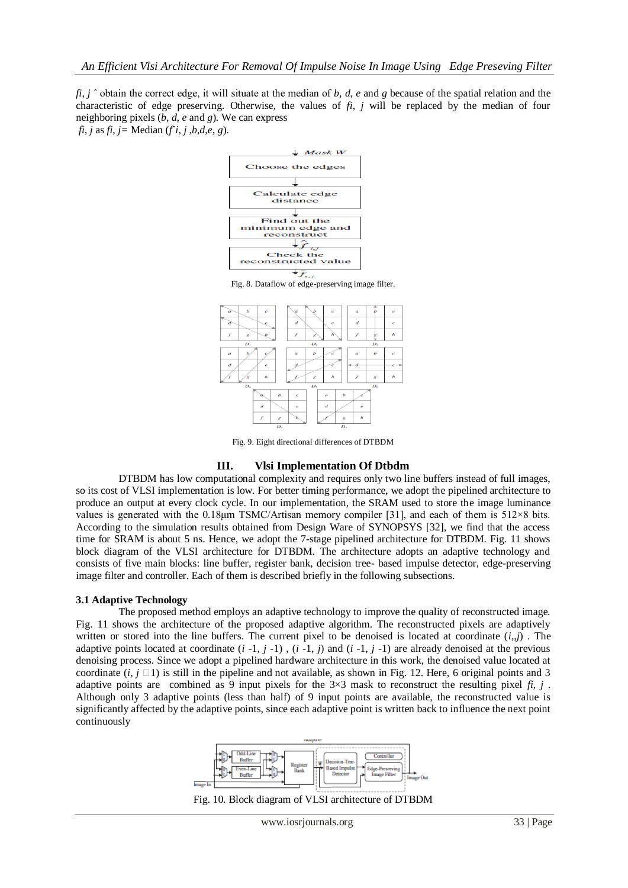$f_{i,j}$ ˆ obtain the correct edge, it will situate at the median of $b$, $d$, $e$ and $g$ because of the spatial relation and the characteristic of edge preserving. Otherwise, the values of $f_{i,j}$ will be replaced by the median of four neighboring pixels ($b$, $d$, $e$ and $g$). We can express
$f_{i,j}$ as $f_{i,j}$= Median ($\hat{f}_{i,j}$ ,$b$,$d$,$e$, $g$).

Fig. 8. Dataflow of edge-preserving image filter.

Fig. 9. Eight directional differences of DTBDM

## III. Vlsi Implementation Of Dtbdm

DTBDM has low computational complexity and requires only two line buffers instead of full images, so its cost of VLSI implementation is low. For better timing performance, we adopt the pipelined architecture to produce an output at every clock cycle. In our implementation, the SRAM used to store the image luminance values is generated with the 0.18μm TSMC/Artisan memory compiler [31], and each of them is 512×8 bits. According to the simulation results obtained from Design Ware of SYNOPSYS [32], we find that the access time for SRAM is about 5 ns. Hence, we adopt the 7-stage pipelined architecture for DTBDM. Fig. 11 shows block diagram of the VLSI architecture for DTBDM. The architecture adopts an adaptive technology and consists of five main blocks: line buffer, register bank, decision tree- based impulse detector, edge-preserving image filter and controller. Each of them is described briefly in the following subsections.

### 3.1 Adaptive Technology

The proposed method employs an adaptive technology to improve the quality of reconstructed image. Fig. 11 shows the architecture of the proposed adaptive algorithm. The reconstructed pixels are adaptively written or stored into the line buffers. The current pixel to be denoised is located at coordinate ($i$,,$j$) . The adaptive points located at coordinate ($i$ -1, $j$ -1) , ($i$ -1, $j$) and ($i$ -1, $j$ -1) are already denoised at the previous denoising process. Since we adopt a pipelined hardware architecture in this work, the denoised value located at coordinate ($i$, $j$ □1) is still in the pipeline and not available, as shown in Fig. 12. Here, 6 original points and 3 adaptive points are combined as 9 input pixels for the 3×3 mask to reconstruct the resulting pixel $f_{i,j}$ . Although only 3 adaptive points (less than half) of 9 input points are available, the reconstructed value is significantly affected by the adaptive points, since each adaptive point is written back to influence the next point continuously

Fig. 10. Block diagram of VLSI architecture of DTBDM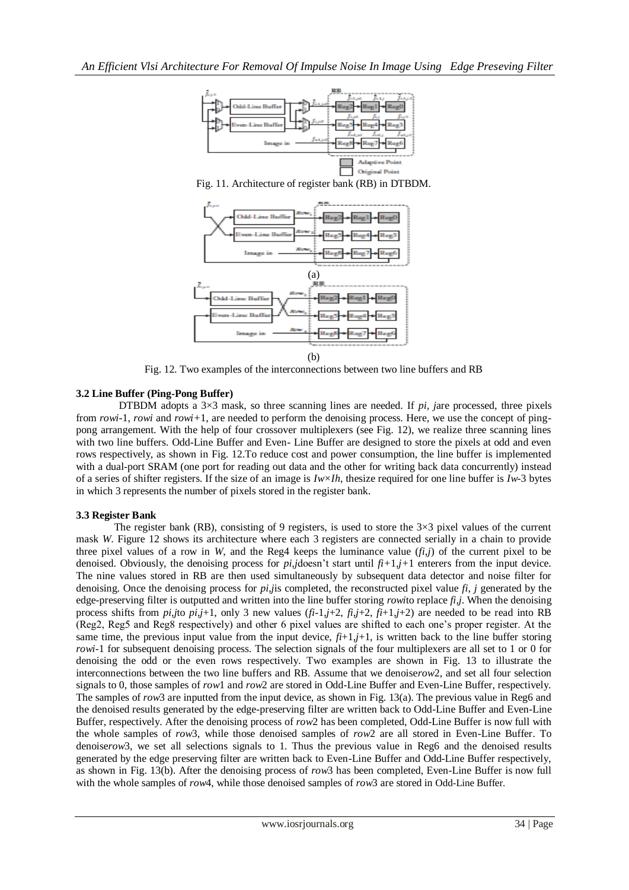Fig. 11. Architecture of register bank (RB) in DTBDM.

(a)

(b)

Fig. 12. Two examples of the interconnections between two line buffers and RB

### 3.2 Line Buffer (Ping-Pong Buffer)

DTBDM adopts a 3×3 mask, so three scanning lines are needed. If $p_{i,j}$ are processed, three pixels from $row_{i-1}$, $row_i$ and $row_{i+1}$, are needed to perform the denoising process. Here, we use the concept of ping-pong arrangement. With the help of four crossover multiplexers (see Fig. 12), we realize three scanning lines with two line buffers. Odd-Line Buffer and Even- Line Buffer are designed to store the pixels at odd and even rows respectively, as shown in Fig. 12.To reduce cost and power consumption, the line buffer is implemented with a dual-port SRAM (one port for reading out data and the other for writing back data concurrently) instead of a series of shifter registers. If the size of an image is $I_w \times I_h$, thesize required for one line buffer is $I_w$-3 bytes in which 3 represents the number of pixels stored in the register bank.

### 3.3 Register Bank

The register bank (RB), consisting of 9 registers, is used to store the 3×3 pixel values of the current mask *W*. Figure 12 shows its architecture where each 3 registers are connected serially in a chain to provide three pixel values of a row in *W*, and the Reg4 keeps the luminance value ($f_{i,j}$) of the current pixel to be denoised. Obviously, the denoising process for $p_{i,j}$doesn't start until $f_{i+1,j+1}$ enterers from the input device. The nine values stored in RB are then used simultaneously by subsequent data detector and noise filter for denoising. Once the denoising process for $p_{i,j}$is completed, the reconstructed pixel value $f_{i,j}$ generated by the edge-preserving filter is outputted and written into the line buffer storing $row_i$to replace $f_{i,j}$. When the denoising process shifts from $p_{i,j}$to $p_{i,j+1}$, only 3 new values ($f_{i-1,j+2}$, $f_{i,j+2}$, $f_{i+1,j+2}$) are needed to be read into RB (Reg2, Reg5 and Reg8 respectively) and other 6 pixel values are shifted to each one's proper register. At the same time, the previous input value from the input device, $f_{i+1,j+1}$, is written back to the line buffer storing $row_{i-1}$ for subsequent denoising process. The selection signals of the four multiplexers are all set to 1 or 0 for denoising the odd or the even rows respectively. Two examples are shown in Fig. 13 to illustrate the interconnections between the two line buffers and RB. Assume that we denoise$row_2$, and set all four selection signals to 0, those samples of $row_1$ and $row_2$ are stored in Odd-Line Buffer and Even-Line Buffer, respectively. The samples of $row_3$ are inputted from the input device, as shown in Fig. 13(a). The previous value in Reg6 and the denoised results generated by the edge-preserving filter are written back to Odd-Line Buffer and Even-Line Buffer, respectively. After the denoising process of $row_2$ has been completed, Odd-Line Buffer is now full with the whole samples of $row_3$, while those denoised samples of $row_2$ are all stored in Even-Line Buffer. To denoise$row_3$, we set all selections signals to 1. Thus the previous value in Reg6 and the denoised results generated by the edge preserving filter are written back to Even-Line Buffer and Odd-Line Buffer respectively, as shown in Fig. 13(b). After the denoising process of $row_3$ has been completed, Even-Line Buffer is now full with the whole samples of $row_4$, while those denoised samples of $row_3$ are stored in Odd-Line Buffer.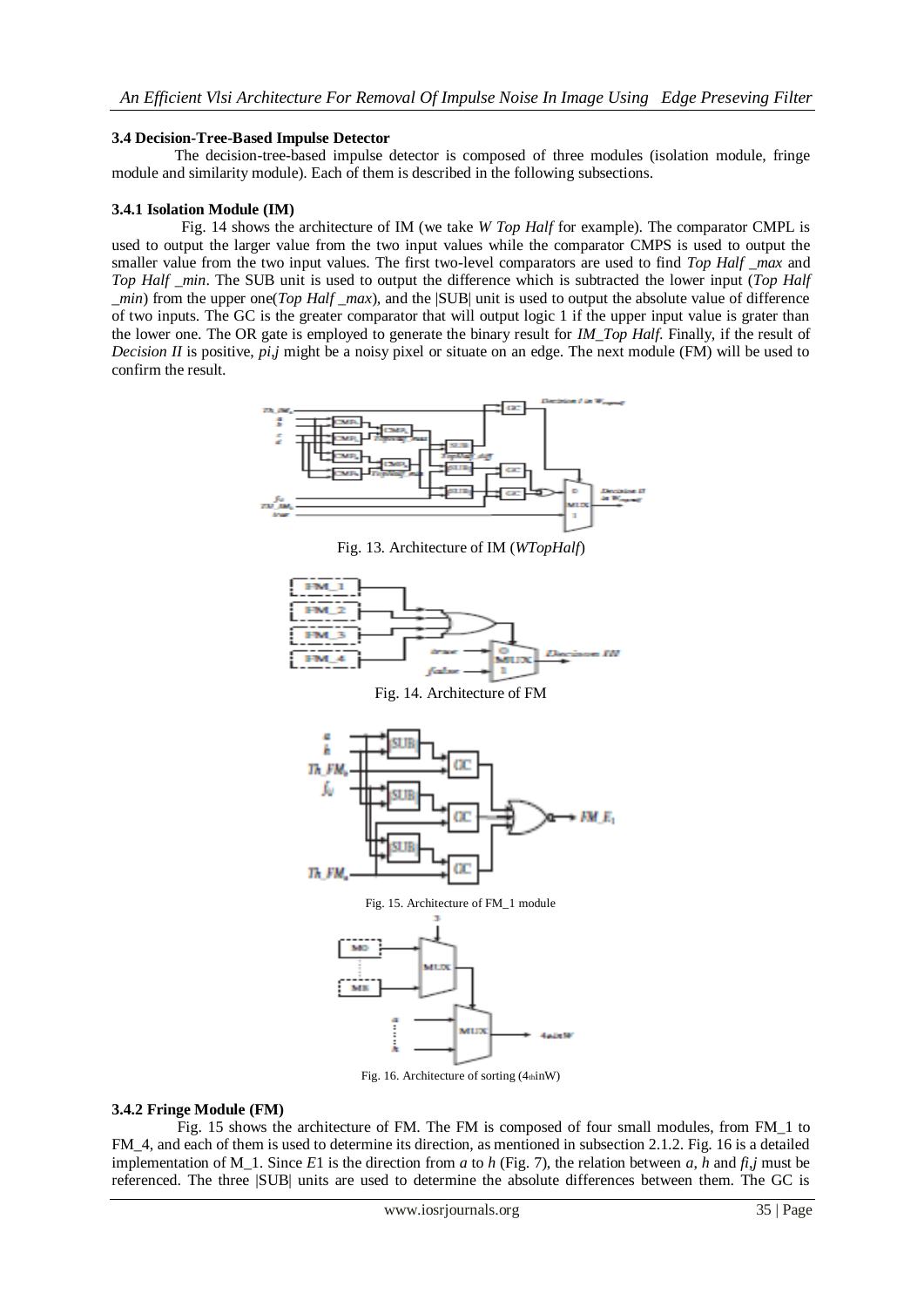### 3.4 Decision-Tree-Based Impulse Detector

The decision-tree-based impulse detector is composed of three modules (isolation module, fringe module and similarity module). Each of them is described in the following subsections.

#### 3.4.1 Isolation Module (IM)

Fig. 14 shows the architecture of IM (we take *W Top Half* for example). The comparator CMPL is used to output the larger value from the two input values while the comparator CMPS is used to output the smaller value from the two input values. The first two-level comparators are used to find *Top Half _max* and *Top Half _min*. The SUB unit is used to output the difference which is subtracted the lower input (*Top Half _min*) from the upper one(*Top Half _max*), and the |SUB| unit is used to output the absolute value of difference of two inputs. The GC is the greater comparator that will output logic 1 if the upper input value is grater than the lower one. The OR gate is employed to generate the binary result for *IM_Top Half*. Finally, if the result of *Decision II* is positive, *pi,j* might be a noisy pixel or situate on an edge. The next module (FM) will be used to confirm the result.

Fig. 13. Architecture of IM (*WTopHalf*)

Fig. 14. Architecture of FM

Fig. 15. Architecture of FM_1 module

Fig. 16. Architecture of sorting (4thinW)

#### 3.4.2 Fringe Module (FM)

Fig. 15 shows the architecture of FM. The FM is composed of four small modules, from FM_1 to FM_4, and each of them is used to determine its direction, as mentioned in subsection 2.1.2. Fig. 16 is a detailed implementation of M_1. Since *E*1 is the direction from *a* to *h* (Fig. 7), the relation between *a*, *h* and *fi,j* must be referenced. The three |SUB| units are used to determine the absolute differences between them. The GC is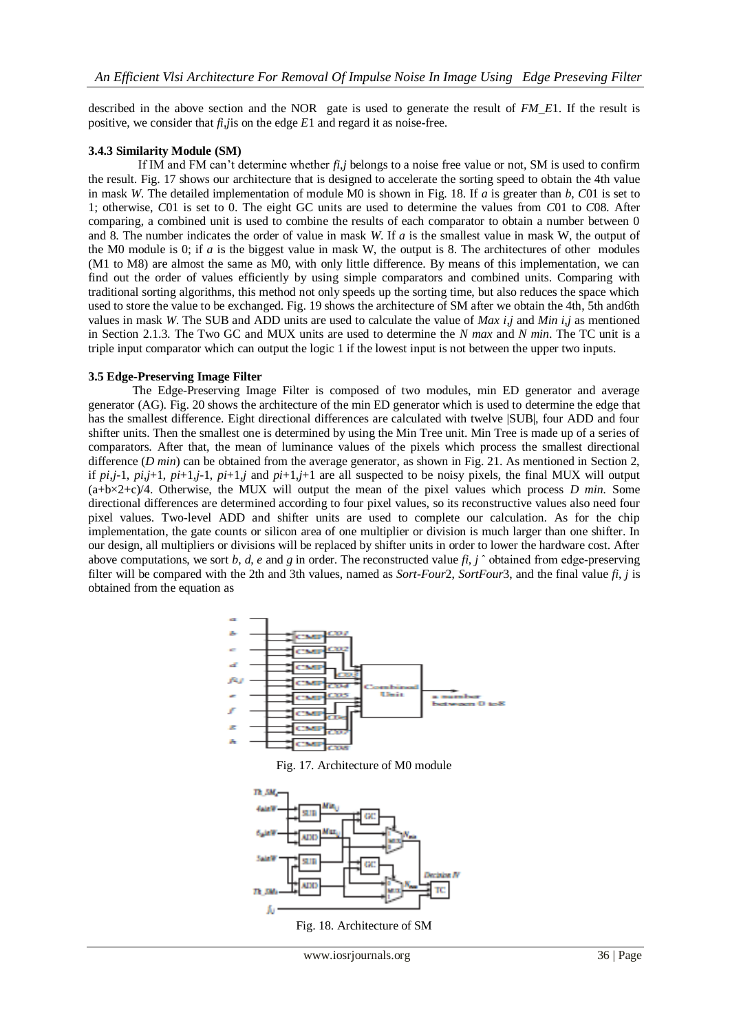described in the above section and the NOR gate is used to generate the result of *FM_E*1. If the result is positive, we consider that $f_{i,j}$ is on the edge *E*1 and regard it as noise-free.

#### 3.4.3 Similarity Module (SM)

If IM and FM can't determine whether $f_{i,j}$ belongs to a noise free value or not, SM is used to confirm the result. Fig. 17 shows our architecture that is designed to accelerate the sorting speed to obtain the 4th value in mask *W*. The detailed implementation of module M0 is shown in Fig. 18. If *a* is greater than *b*, *C*01 is set to 1; otherwise, *C*01 is set to 0. The eight GC units are used to determine the values from *C*01 to *C*08. After comparing, a combined unit is used to combine the results of each comparator to obtain a number between 0 and 8. The number indicates the order of value in mask *W*. If *a* is the smallest value in mask W, the output of the M0 module is 0; if *a* is the biggest value in mask W, the output is 8. The architectures of other modules (M1 to M8) are almost the same as M0, with only little difference. By means of this implementation, we can find out the order of values efficiently by using simple comparators and combined units. Comparing with traditional sorting algorithms, this method not only speeds up the sorting time, but also reduces the space which used to store the value to be exchanged. Fig. 19 shows the architecture of SM after we obtain the 4th, 5th and6th values in mask *W*. The SUB and ADD units are used to calculate the value of $Max_{i,j}$ and $Min_{i,j}$ as mentioned in Section 2.1.3. The Two GC and MUX units are used to determine the $N_{max}$ and $N_{min}$. The TC unit is a triple input comparator which can output the logic 1 if the lowest input is not between the upper two inputs.

### 3.5 Edge-Preserving Image Filter

The Edge-Preserving Image Filter is composed of two modules, min ED generator and average generator (AG). Fig. 20 shows the architecture of the min ED generator which is used to determine the edge that has the smallest difference. Eight directional differences are calculated with twelve |SUB|, four ADD and four shifter units. Then the smallest one is determined by using the Min Tree unit. Min Tree is made up of a series of comparators. After that, the mean of luminance values of the pixels which process the smallest directional difference ($D_{min}$) can be obtained from the average generator, as shown in Fig. 21. As mentioned in Section 2, if $p_{i,j-1}$, $p_{i,j+1}$, $p_{i+1,j-1}$, $p_{i+1,j}$ and $p_{i+1,j+1}$ are all suspected to be noisy pixels, the final MUX will output $(a+b\times2+c)/4$. Otherwise, the MUX will output the mean of the pixel values which process $D_{min}$. Some directional differences are determined according to four pixel values, so its reconstructive values also need four pixel values. Two-level ADD and shifter units are used to complete our calculation. As for the chip implementation, the gate counts or silicon area of one multiplier or division is much larger than one shifter. In our design, all multipliers or divisions will be replaced by shifter units in order to lower the hardware cost. After above computations, we sort *b*, *d*, *e* and *g* in order. The reconstructed value $\hat{f}_{i,j}$ obtained from edge-preserving filter will be compared with the 2th and 3th values, named as *Sort-Four*2, *SortFour*3, and the final value $f_{i,j}$ is obtained from the equation as

Fig. 17. Architecture of M0 module

Fig. 18. Architecture of SM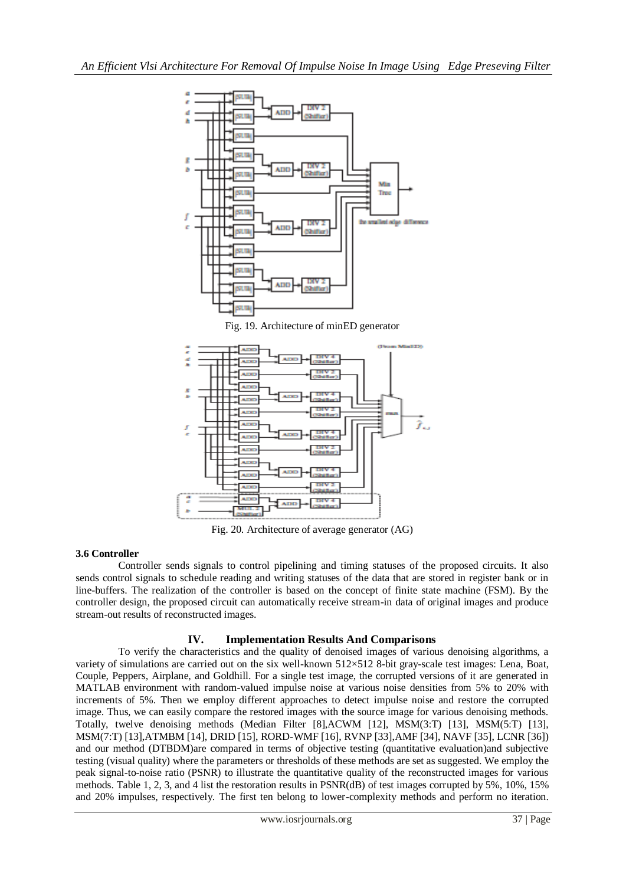Fig. 19. Architecture of minED generator

Fig. 20. Architecture of average generator (AG)

### 3.6 Controller

Controller sends signals to control pipelining and timing statuses of the proposed circuits. It also sends control signals to schedule reading and writing statuses of the data that are stored in register bank or in line-buffers. The realization of the controller is based on the concept of finite state machine (FSM). By the controller design, the proposed circuit can automatically receive stream-in data of original images and produce stream-out results of reconstructed images.

## IV. Implementation Results And Comparisons

To verify the characteristics and the quality of denoised images of various denoising algorithms, a variety of simulations are carried out on the six well-known 512×512 8-bit gray-scale test images: Lena, Boat, Couple, Peppers, Airplane, and Goldhill. For a single test image, the corrupted versions of it are generated in MATLAB environment with random-valued impulse noise at various noise densities from 5% to 20% with increments of 5%. Then we employ different approaches to detect impulse noise and restore the corrupted image. Thus, we can easily compare the restored images with the source image for various denoising methods. Totally, twelve denoising methods (Median Filter [8],ACWM [12], MSM(3:T) [13], MSM(5:T) [13], MSM(7:T) [13],ATMBM [14], DRID [15], RORD-WMF [16], RVNP [33],AMF [34], NAVF [35], LCNR [36]) and our method (DTBDM)are compared in terms of objective testing (quantitative evaluation)and subjective testing (visual quality) where the parameters or thresholds of these methods are set as suggested. We employ the peak signal-to-noise ratio (PSNR) to illustrate the quantitative quality of the reconstructed images for various methods. Table 1, 2, 3, and 4 list the restoration results in PSNR(dB) of test images corrupted by 5%, 10%, 15% and 20% impulses, respectively. The first ten belong to lower-complexity methods and perform no iteration.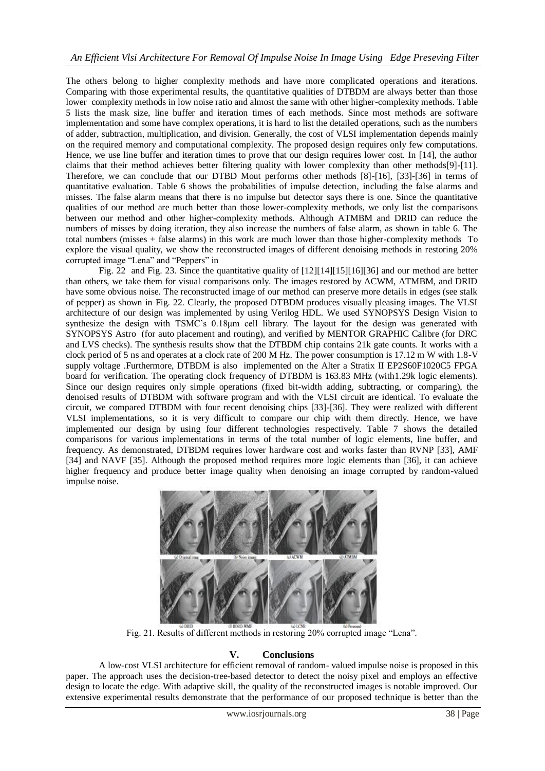The others belong to higher complexity methods and have more complicated operations and iterations. Comparing with those experimental results, the quantitative qualities of DTBDM are always better than those lower complexity methods in low noise ratio and almost the same with other higher-complexity methods. Table 5 lists the mask size, line buffer and iteration times of each methods. Since most methods are software implementation and some have complex operations, it is hard to list the detailed operations, such as the numbers of adder, subtraction, multiplication, and division. Generally, the cost of VLSI implementation depends mainly on the required memory and computational complexity. The proposed design requires only few computations. Hence, we use line buffer and iteration times to prove that our design requires lower cost. In [14], the author claims that their method achieves better filtering quality with lower complexity than other methods[9]-[11]. Therefore, we can conclude that our DTBD Mout performs other methods [8]-[16], [33]-[36] in terms of quantitative evaluation. Table 6 shows the probabilities of impulse detection, including the false alarms and misses. The false alarm means that there is no impulse but detector says there is one. Since the quantitative qualities of our method are much better than those lower-complexity methods, we only list the comparisons between our method and other higher-complexity methods. Although ATMBM and DRID can reduce the numbers of misses by doing iteration, they also increase the numbers of false alarm, as shown in table 6. The total numbers (misses + false alarms) in this work are much lower than those higher-complexity methods To explore the visual quality, we show the reconstructed images of different denoising methods in restoring 20% corrupted image "Lena" and "Peppers" in

Fig. 22 and Fig. 23. Since the quantitative quality of [12][14][15][16][36] and our method are better than others, we take them for visual comparisons only. The images restored by ACWM, ATMBM, and DRID have some obvious noise. The reconstructed image of our method can preserve more details in edges (see stalk of pepper) as shown in Fig. 22. Clearly, the proposed DTBDM produces visually pleasing images. The VLSI architecture of our design was implemented by using Verilog HDL. We used SYNOPSYS Design Vision to synthesize the design with TSMC's 0.18μm cell library. The layout for the design was generated with SYNOPSYS Astro (for auto placement and routing), and verified by MENTOR GRAPHIC Calibre (for DRC and LVS checks). The synthesis results show that the DTBDM chip contains 21k gate counts. It works with a clock period of 5 ns and operates at a clock rate of 200 M Hz. The power consumption is 17.12 m W with 1.8-V supply voltage .Furthermore, DTBDM is also implemented on the Alter a Stratix II EP2S60F1020C5 FPGA board for verification. The operating clock frequency of DTBDM is 163.83 MHz (with1.29k logic elements). Since our design requires only simple operations (fixed bit-width adding, subtracting, or comparing), the denoised results of DTBDM with software program and with the VLSI circuit are identical. To evaluate the circuit, we compared DTBDM with four recent denoising chips [33]-[36]. They were realized with different VLSI implementations, so it is very difficult to compare our chip with them directly. Hence, we have implemented our design by using four different technologies respectively. Table 7 shows the detailed comparisons for various implementations in terms of the total number of logic elements, line buffer, and frequency. As demonstrated, DTBDM requires lower hardware cost and works faster than RVNP [33], AMF [34] and NAVF [35]. Although the proposed method requires more logic elements than [36], it can achieve higher frequency and produce better image quality when denoising an image corrupted by random-valued impulse noise.

(a) Original image (b) Noisy image (c) ACWM (d) ATMBM

(e) DRID (f) RORD-WMF (g) LCNR (h) Proposed

Fig. 21. Results of different methods in restoring 20% corrupted image "Lena".

## V. Conclusions

A low-cost VLSI architecture for efficient removal of random- valued impulse noise is proposed in this paper. The approach uses the decision-tree-based detector to detect the noisy pixel and employs an effective design to locate the edge. With adaptive skill, the quality of the reconstructed images is notable improved. Our extensive experimental results demonstrate that the performance of our proposed technique is better than the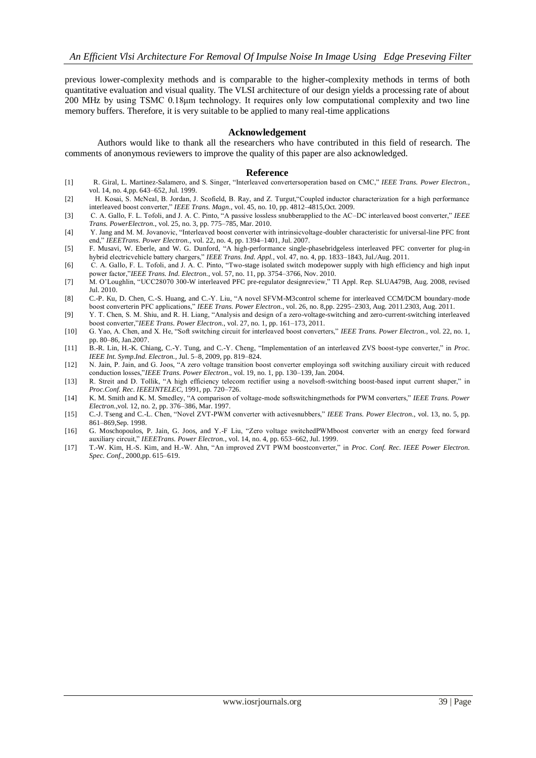previous lower-complexity methods and is comparable to the higher-complexity methods in terms of both quantitative evaluation and visual quality. The VLSI architecture of our design yields a processing rate of about 200 MHz by using TSMC 0.18μm technology. It requires only low computational complexity and two line memory buffers. Therefore, it is very suitable to be applied to many real-time applications

## Acknowledgement

Authors would like to thank all the researchers who have contributed in this field of research. The comments of anonymous reviewers to improve the quality of this paper are also acknowledged.

## Reference

[1] R. Giral, L. Martinez-Salamero, and S. Singer, "Interleaved convertersoperation based on CMC," *IEEE Trans. Power Electron.*, vol. 14, no. 4,pp. 643–652, Jul. 1999.

[2] H. Kosai, S. McNeal, B. Jordan, J. Scofield, B. Ray, and Z. Turgut,"Coupled inductor characterization for a high performance interleaved boost converter," *IEEE Trans. Magn.*, vol. 45, no. 10, pp. 4812–4815,Oct. 2009.

[3] C. A. Gallo, F. L. Tofoli, and J. A. C. Pinto, "A passive lossless snubberapplied to the AC–DC interleaved boost converter," *IEEE Trans. PowerElectron.*, vol. 25, no. 3, pp. 775–785, Mar. 2010.

[4] Y. Jang and M. M. Jovanovic, "Interleaved boost converter with intrinsicvoltage-doubler characteristic for universal-line PFC front end," *IEEETrans. Power Electron.*, vol. 22, no. 4, pp. 1394–1401, Jul. 2007.

[5] F. Musavi, W. Eberle, and W. G. Dunford, "A high-performance single-phasebridgeless interleaved PFC converter for plug-in hybrid electricvehicle battery chargers," *IEEE Trans. Ind. Appl.*, vol. 47, no. 4, pp. 1833–1843, Jul./Aug. 2011.

[6] C. A. Gallo, F. L. Tofoli, and J. A. C. Pinto, "Two-stage isolated switch modepower supply with high efficiency and high input power factor,"*IEEE Trans. Ind. Electron.*, vol. 57, no. 11, pp. 3754–3766, Nov. 2010.

[7] M. O'Loughlin, "UCC28070 300-W interleaved PFC pre-regulator designreview," TI Appl. Rep. SLUA479B, Aug. 2008, revised Jul. 2010.

[8] C.-P. Ku, D. Chen, C.-S. Huang, and C.-Y. Liu, "A novel SFVM-M3control scheme for interleaved CCM/DCM boundary-mode boost converterin PFC applications," *IEEE Trans. Power Electron.*, vol. 26, no. 8,pp. 2295–2303, Aug. 2011.2303, Aug. 2011.

[9] Y. T. Chen, S. M. Shiu, and R. H. Liang, "Analysis and design of a zero-voltage-switching and zero-current-switching interleaved boost converter,"*IEEE Trans. Power Electron.*, vol. 27, no. 1, pp. 161–173, 2011.

[10] G. Yao, A. Chen, and X. He, "Soft switching circuit for interleaved boost converters," *IEEE Trans. Power Electron.*, vol. 22, no. 1, pp. 80–86, Jan.2007.

[11] B.-R. Lin, H.-K. Chiang, C.-Y. Tung, and C.-Y. Cheng, "Implementation of an interleaved ZVS boost-type converter," in *Proc. IEEE Int. Symp.Ind. Electron.*, Jul. 5–8, 2009, pp. 819–824.

[12] N. Jain, P. Jain, and G. Joos, "A zero voltage transition boost converter employinga soft switching auxiliary circuit with reduced conduction losses,"*IEEE Trans. Power Electron.*, vol. 19, no. 1, pp. 130–139, Jan. 2004.

[13] R. Streit and D. Tollik, "A high efficiency telecom rectifier using a novelsoft-switching boost-based input current shaper," in *Proc.Conf. Rec. IEEEINTELEC*, 1991, pp. 720–726.

[14] K. M. Smith and K. M. Smedley, "A comparison of voltage-mode softswitchingmethods for PWM converters," *IEEE Trans. Power Electron.*,vol. 12, no. 2, pp. 376–386, Mar. 1997.

[15] C.-J. Tseng and C.-L. Chen, "Novel ZVT-PWM converter with activesnubbers," *IEEE Trans. Power Electron.*, vol. 13, no. 5, pp. 861–869,Sep. 1998.

[16] G. Moschopoulos, P. Jain, G. Joos, and Y.-F Liu, "Zero voltage switchedPWMboost converter with an energy feed forward auxiliary circuit," *IEEETrans. Power Electron.*, vol. 14, no. 4, pp. 653–662, Jul. 1999.

[17] T.-W. Kim, H.-S. Kim, and H.-W. Ahn, "An improved ZVT PWM boostconverter," in *Proc. Conf. Rec. IEEE Power Electron. Spec. Conf.*, 2000,pp. 615–619.